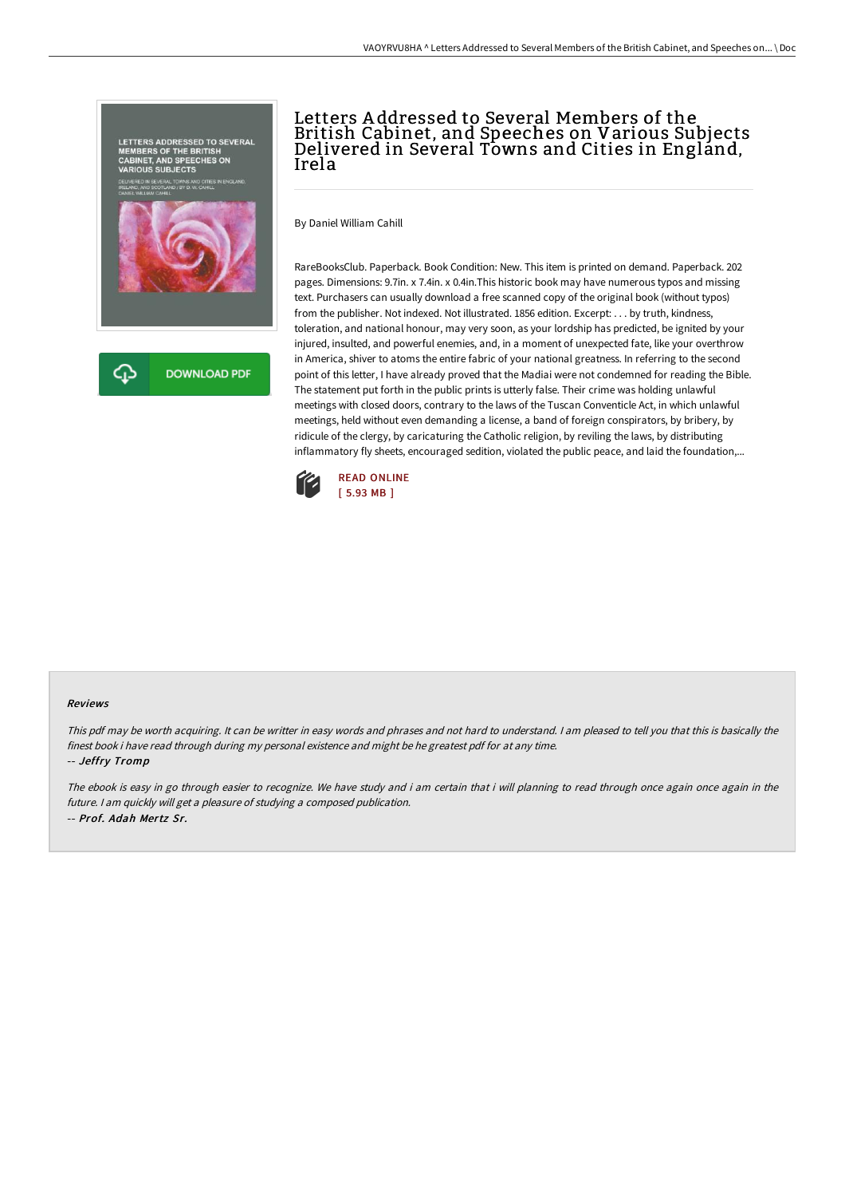# Letters Addressed to Several Members of the British Cabinet, and Speeches on Various Subjects Delivered in Several Towns and Cities in England, Irela

By Daniel William Cahill

RareBooksClub. Paperback. Book Condition: New. This item is printed on demand. Paperback. 202 pages. Dimensions: 9.7in. x 7.4in. x 0.4in.This historic book may have numerous typos and missing text. Purchasers can usually download a free scanned copy of the original book (without typos) from the publisher. Not indexed. Not illustrated. 1856 edition. Excerpt: . . . by truth, kindness, toleration, and national honour, may very soon, as your lordship has predicted, be ignited by your injured, insulted, and powerful enemies, and, in a moment of unexpected fate, like your overthrow in America, shiver to atoms the entire fabric of your national greatness. In referring to the second point of this letter, I have already proved that the Madiai were not condemned for reading the Bible. The statement put forth in the public prints is utterly false. Their crime was holding unlawful meetings with closed doors, contrary to the laws of the Tuscan Conventicle Act, in which unlawful meetings, held without even demanding a license, a band of foreign conspirators, by bribery, by ridicule of the clergy, by caricaturing the Catholic religion, by reviling the laws, by distributing inflammatory fly sheets, encouraged sedition, violated the public peace, and laid the foundation,...

READ ONLINE
[ 5.93 MB ]

DOWNLOAD PDF

## Reviews

*This pdf may be worth acquiring. It can be writter in easy words and phrases and not hard to understand. I am pleased to tell you that this is basically the finest book i have read through during my personal existence and might be he greatest pdf for at any time.*

*-- Jeffry Tromp*

*The ebook is easy in go through easier to recognize. We have study and i am certain that i will planning to read through once again once again in the future. I am quickly will get a pleasure of studying a composed publication.*

*-- Prof. Adah Mertz Sr.*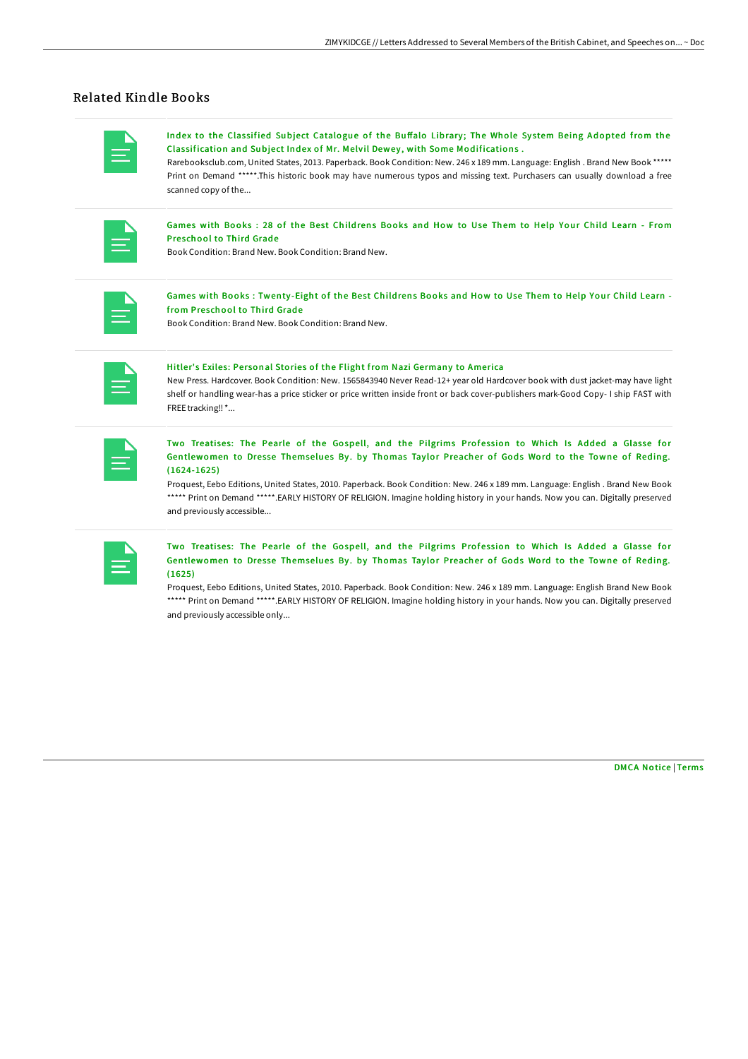## Related Kindle Books

**Index to the Classified Subject Catalogue of the Buffalo Library; The Whole System Being Adopted from the Classification and Subject Index of Mr. Melvil Dewey, with Some Modifications .**

Rarebooksclub.com, United States, 2013. Paperback. Book Condition: New. 246 x 189 mm. Language: English . Brand New Book ***** Print on Demand *****.This historic book may have numerous typos and missing text. Purchasers can usually download a free scanned copy of the...

**Games with Books : 28 of the Best Childrens Books and How to Use Them to Help Your Child Learn - From Preschool to Third Grade**

Book Condition: Brand New. Book Condition: Brand New.

**Games with Books : Twenty-Eight of the Best Childrens Books and How to Use Them to Help Your Child Learn - from Preschool to Third Grade**

Book Condition: Brand New. Book Condition: Brand New.

**Hitler's Exiles: Personal Stories of the Flight from Nazi Germany to America**

New Press. Hardcover. Book Condition: New. 1565843940 Never Read-12+ year old Hardcover book with dust jacket-may have light shelf or handling wear-has a price sticker or price written inside front or back cover-publishers mark-Good Copy- I ship FAST with FREE tracking!! *...

**Two Treatises: The Pearle of the Gospell, and the Pilgrims Profession to Which Is Added a Glasse for Gentlewomen to Dresse Themselues By. by Thomas Taylor Preacher of Gods Word to the Towne of Reding. (1624-1625)**

Proquest, Eebo Editions, United States, 2010. Paperback. Book Condition: New. 246 x 189 mm. Language: English . Brand New Book ***** Print on Demand *****.EARLY HISTORY OF RELIGION. Imagine holding history in your hands. Now you can. Digitally preserved and previously accessible...

**Two Treatises: The Pearle of the Gospell, and the Pilgrims Profession to Which Is Added a Glasse for Gentlewomen to Dresse Themselues By. by Thomas Taylor Preacher of Gods Word to the Towne of Reding. (1625)**

Proquest, Eebo Editions, United States, 2010. Paperback. Book Condition: New. 246 x 189 mm. Language: English Brand New Book ***** Print on Demand *****.EARLY HISTORY OF RELIGION. Imagine holding history in your hands. Now you can. Digitally preserved and previously accessible only...